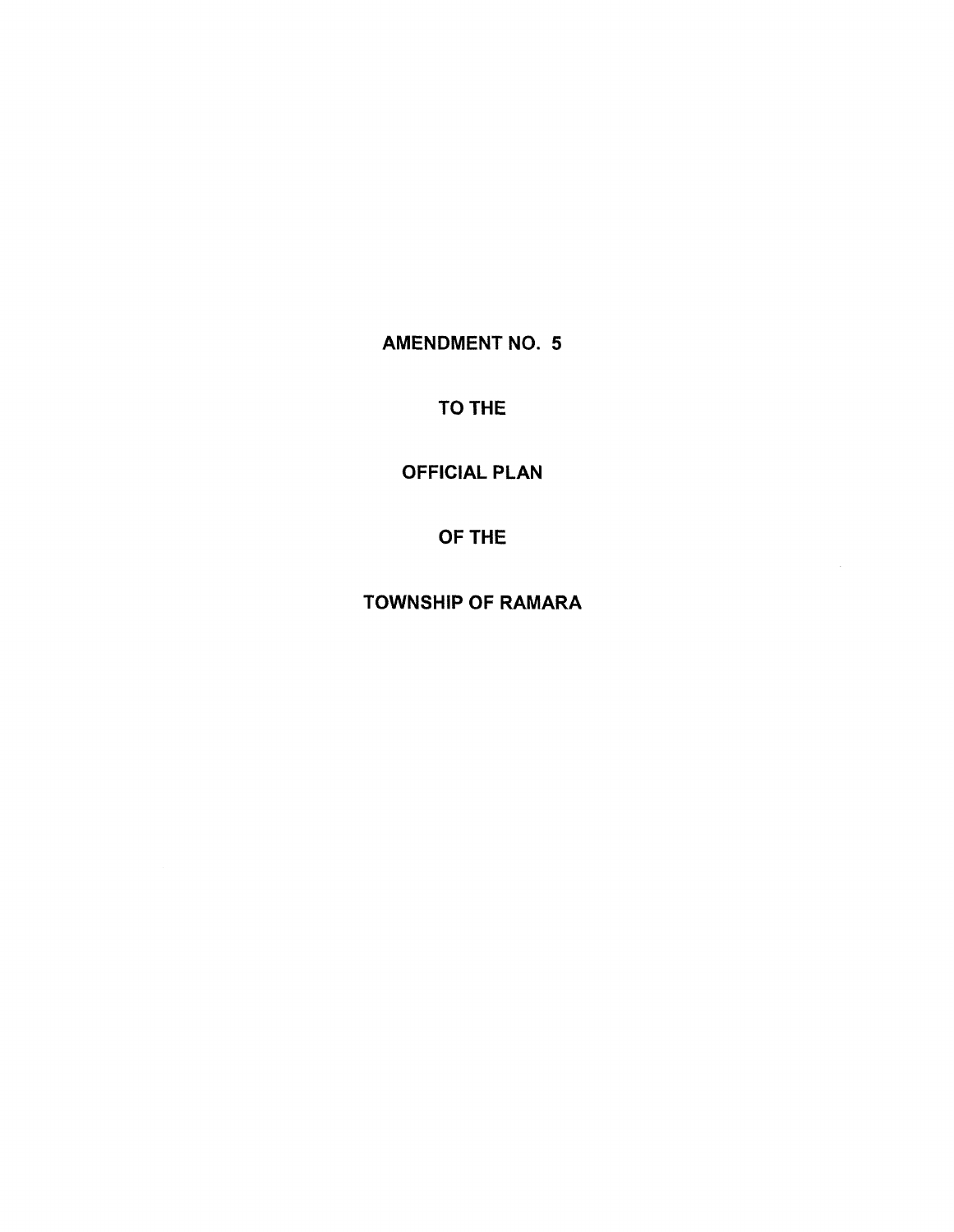# AMENDMENT NO. 5

# TO THE

# OFFICIAL PLAN

# OF THE

# TOWNSHIP OF RAMARA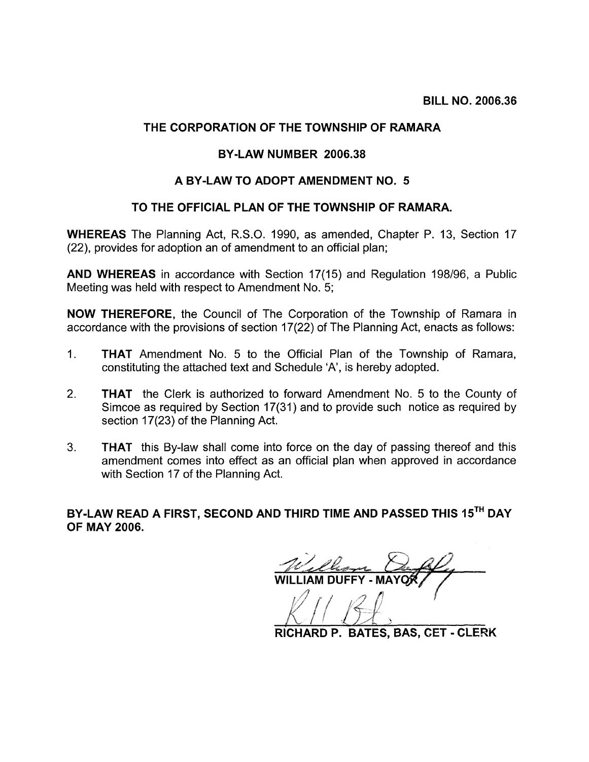**BILL NO. 2006.36**

# THE CORPORATION OF THE TOWNSHIP OF RAMARA

## BY-LAW NUMBER 2006.38

## A BY-LAW TO ADOPT AMENDMENT NO. 5

## TO THE OFFICIAL PLAN OF THE TOWNSHIP OF RAMARA.

**WHEREAS** The Planning Act, R.S.O. 1990, as amended, Chapter P. 13, Section 17 (22), provides for adoption an of amendment to an official plan;

**AND WHEREAS** in accordance with Section 17(15) and Regulation 198/96, a Public Meeting was held with respect to Amendment No. 5;

**NOW THEREFORE**, the Council of The Corporation of the Township of Ramara in accordance with the provisions of section 17(22) of The Planning Act, enacts as follows:

1. **THAT** Amendment No. 5 to the Official Plan of the Township of Ramara, constituting the attached text and Schedule 'A', is hereby adopted.

2. **THAT** the Clerk is authorized to forward Amendment No. 5 to the County of Simcoe as required by Section 17(31) and to provide such notice as required by section 17(23) of the Planning Act.

3. **THAT** this By-law shall come into force on the day of passing thereof and this amendment comes into effect as an official plan when approved in accordance with Section 17 of the Planning Act.

**BY-LAW READ A FIRST, SECOND AND THIRD TIME AND PASSED THIS 15TH DAY OF MAY 2006.**

**WILLIAM DUFFY - MAYOR**

**RICHARD P. BATES, BAS, CET - CLERK**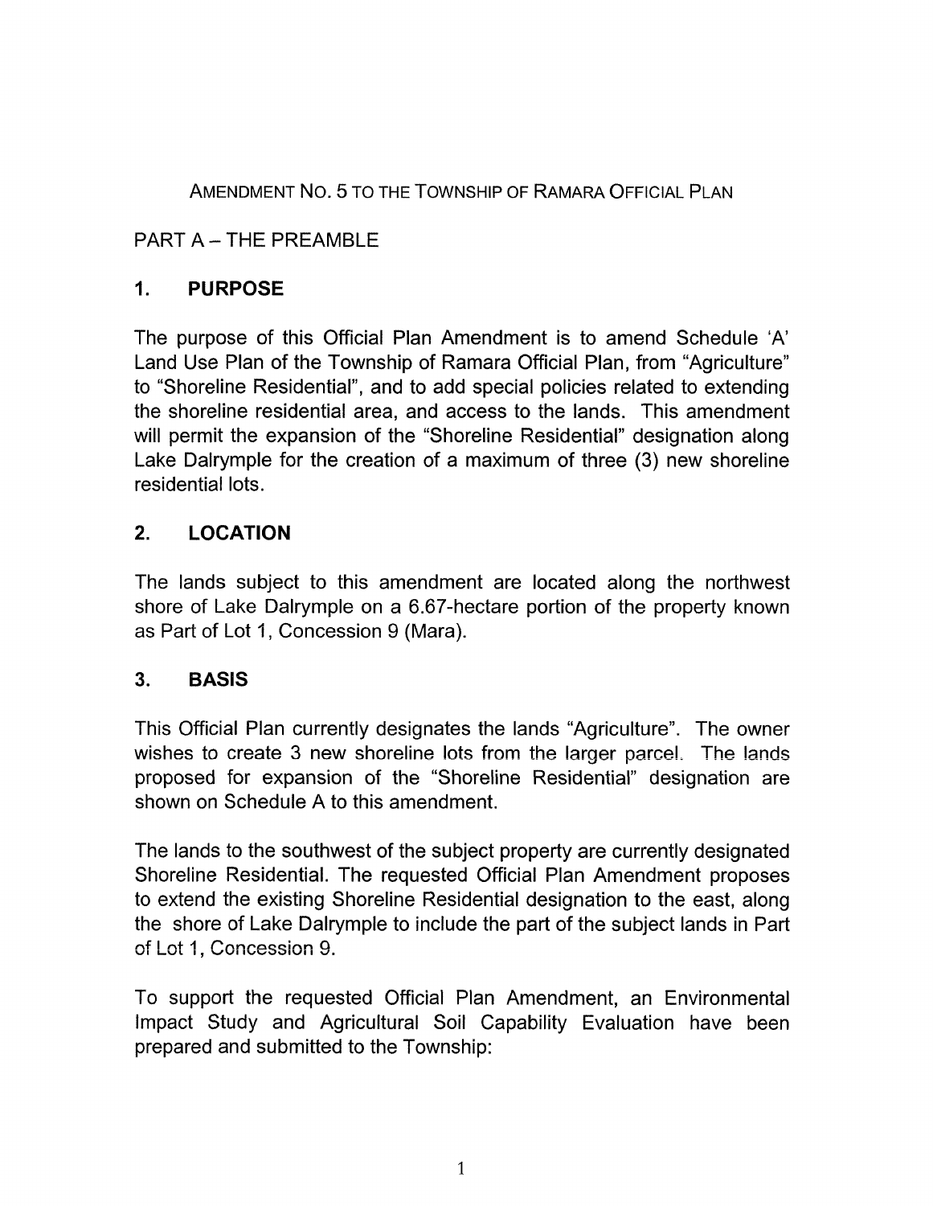AMENDMENT NO. 5 TO THE TOWNSHIP OF RAMARA OFFICIAL PLAN

PART A – THE PREAMBLE

## 1. PURPOSE

The purpose of this Official Plan Amendment is to amend Schedule 'A' Land Use Plan of the Township of Ramara Official Plan, from "Agriculture" to "Shoreline Residential", and to add special policies related to extending the shoreline residential area, and access to the lands. This amendment will permit the expansion of the "Shoreline Residential" designation along Lake Dalrymple for the creation of a maximum of three (3) new shoreline residential lots.

## 2. LOCATION

The lands subject to this amendment are located along the northwest shore of Lake Dalrymple on a 6.67-hectare portion of the property known as Part of Lot 1, Concession 9 (Mara).

## 3. BASIS

This Official Plan currently designates the lands "Agriculture". The owner wishes to create 3 new shoreline lots from the larger parcel. The lands proposed for expansion of the "Shoreline Residential" designation are shown on Schedule A to this amendment.

The lands to the southwest of the subject property are currently designated Shoreline Residential. The requested Official Plan Amendment proposes to extend the existing Shoreline Residential designation to the east, along the shore of Lake Dalrymple to include the part of the subject lands in Part of Lot 1, Concession 9.

To support the requested Official Plan Amendment, an Environmental Impact Study and Agricultural Soil Capability Evaluation have been prepared and submitted to the Township: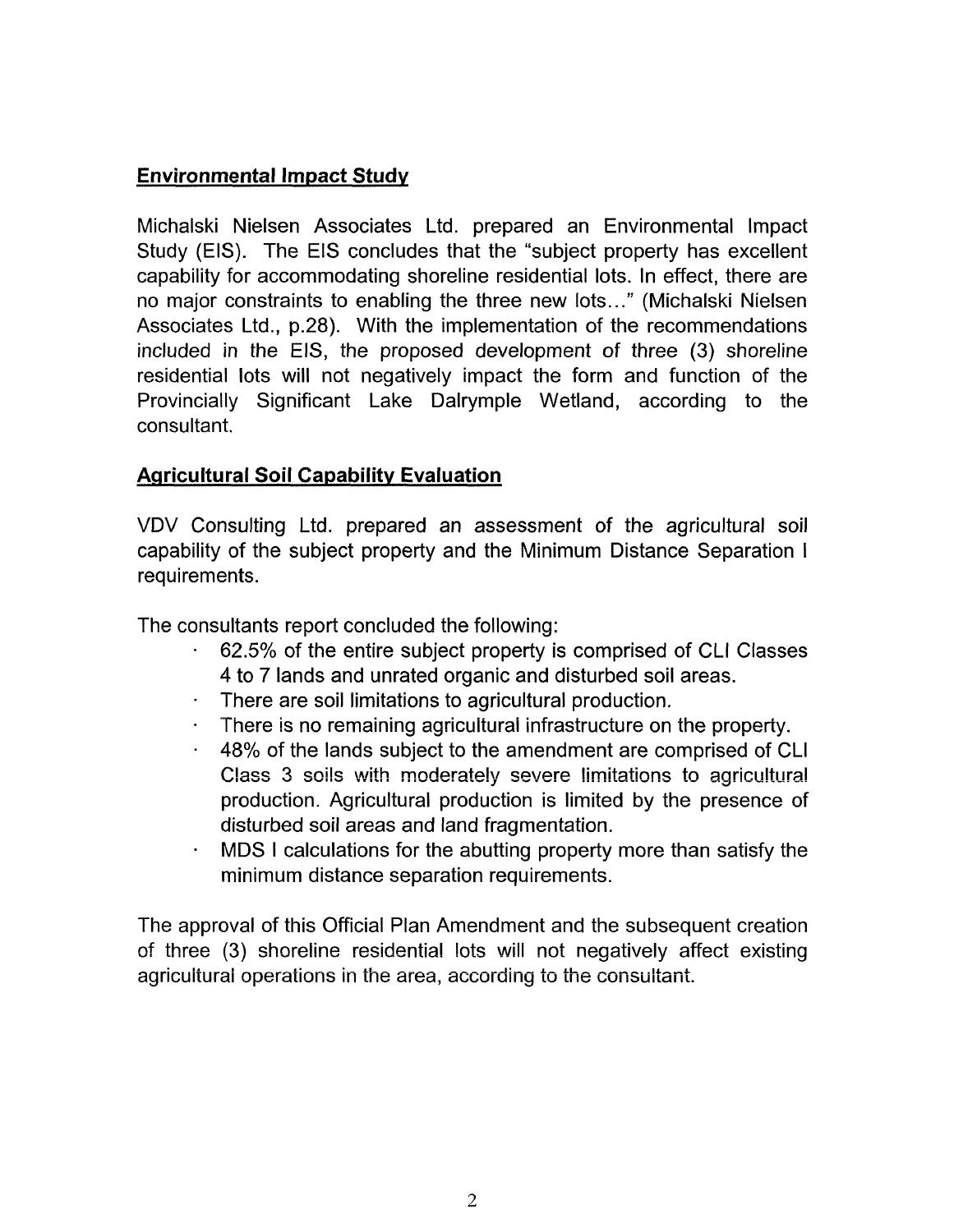## Environmental Impact Study

Michalski Nielsen Associates Ltd. prepared an Environmental Impact Study (EIS). The EIS concludes that the "subject property has excellent capability for accommodating shoreline residential lots. In effect, there are no major constraints to enabling the three new lots..." (Michalski Nielsen Associates Ltd., p.28). With the implementation of the recommendations included in the EIS, the proposed development of three (3) shoreline residential lots will not negatively impact the form and function of the Provincially Significant Lake Dalrymple Wetland, according to the consultant.

## Agricultural Soil Capability Evaluation

VDV Consulting Ltd. prepared an assessment of the agricultural soil capability of the subject property and the Minimum Distance Separation I requirements.

The consultants report concluded the following:

- 62.5% of the entire subject property is comprised of CLI Classes 4 to 7 lands and unrated organic and disturbed soil areas.
- There are soil limitations to agricultural production.
- There is no remaining agricultural infrastructure on the property.
- 48% of the lands subject to the amendment are comprised of CLI Class 3 soils with moderately severe limitations to agricultural production. Agricultural production is limited by the presence of disturbed soil areas and land fragmentation.
- MDS I calculations for the abutting property more than satisfy the minimum distance separation requirements.

The approval of this Official Plan Amendment and the subsequent creation of three (3) shoreline residential lots will not negatively affect existing agricultural operations in the area, according to the consultant.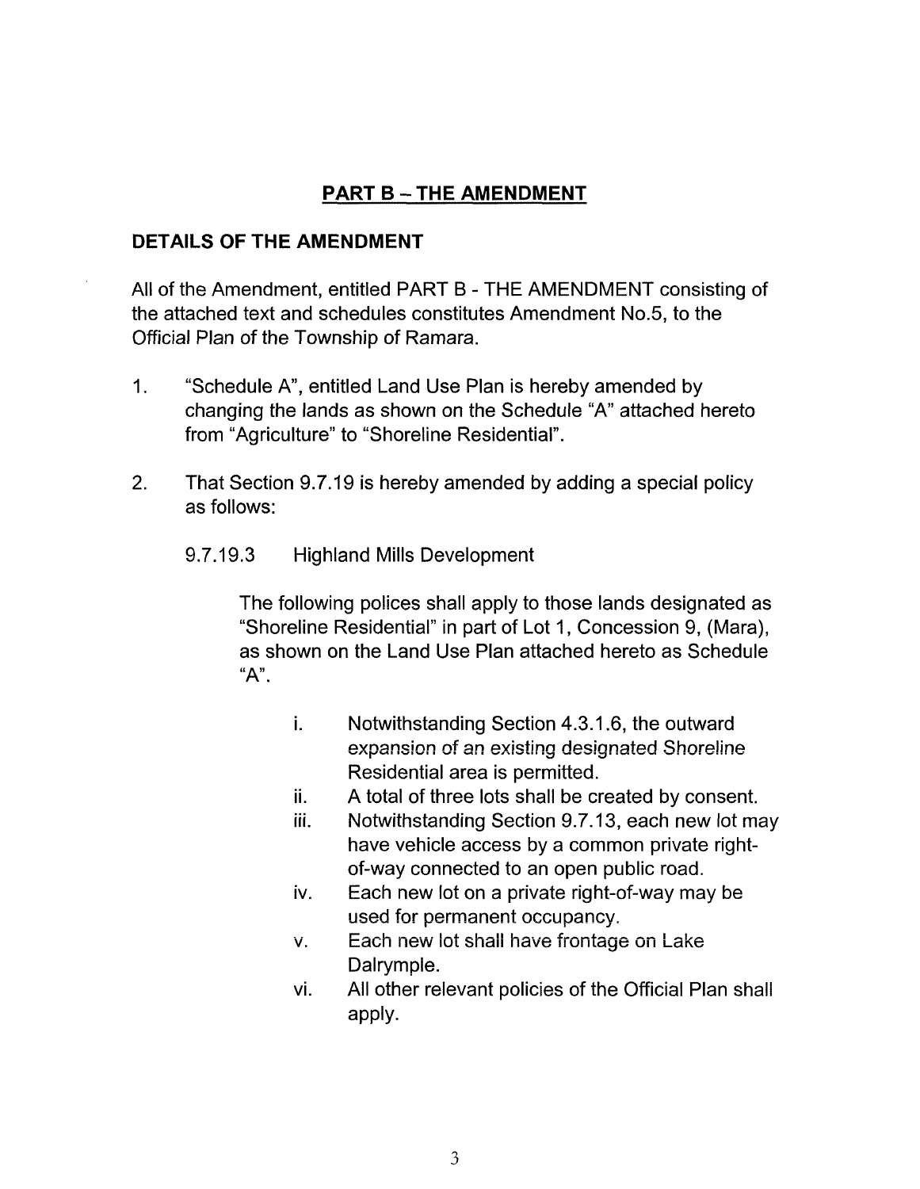## PART B – THE AMENDMENT

### DETAILS OF THE AMENDMENT

All of the Amendment, entitled PART B - THE AMENDMENT consisting of the attached text and schedules constitutes Amendment No.5, to the Official Plan of the Township of Ramara.

1. "Schedule A", entitled Land Use Plan is hereby amended by changing the lands as shown on the Schedule "A" attached hereto from "Agriculture" to "Shoreline Residential".

2. That Section 9.7.19 is hereby amended by adding a special policy as follows:

   9.7.19.3 Highland Mills Development

   The following polices shall apply to those lands designated as "Shoreline Residential" in part of Lot 1, Concession 9, (Mara), as shown on the Land Use Plan attached hereto as Schedule "A".

   i. Notwithstanding Section 4.3.1.6, the outward expansion of an existing designated Shoreline Residential area is permitted.
   ii. A total of three lots shall be created by consent.
   iii. Notwithstanding Section 9.7.13, each new lot may have vehicle access by a common private right-of-way connected to an open public road.
   iv. Each new lot on a private right-of-way may be used for permanent occupancy.
   v. Each new lot shall have frontage on Lake Dalrymple.
   vi. All other relevant policies of the Official Plan shall apply.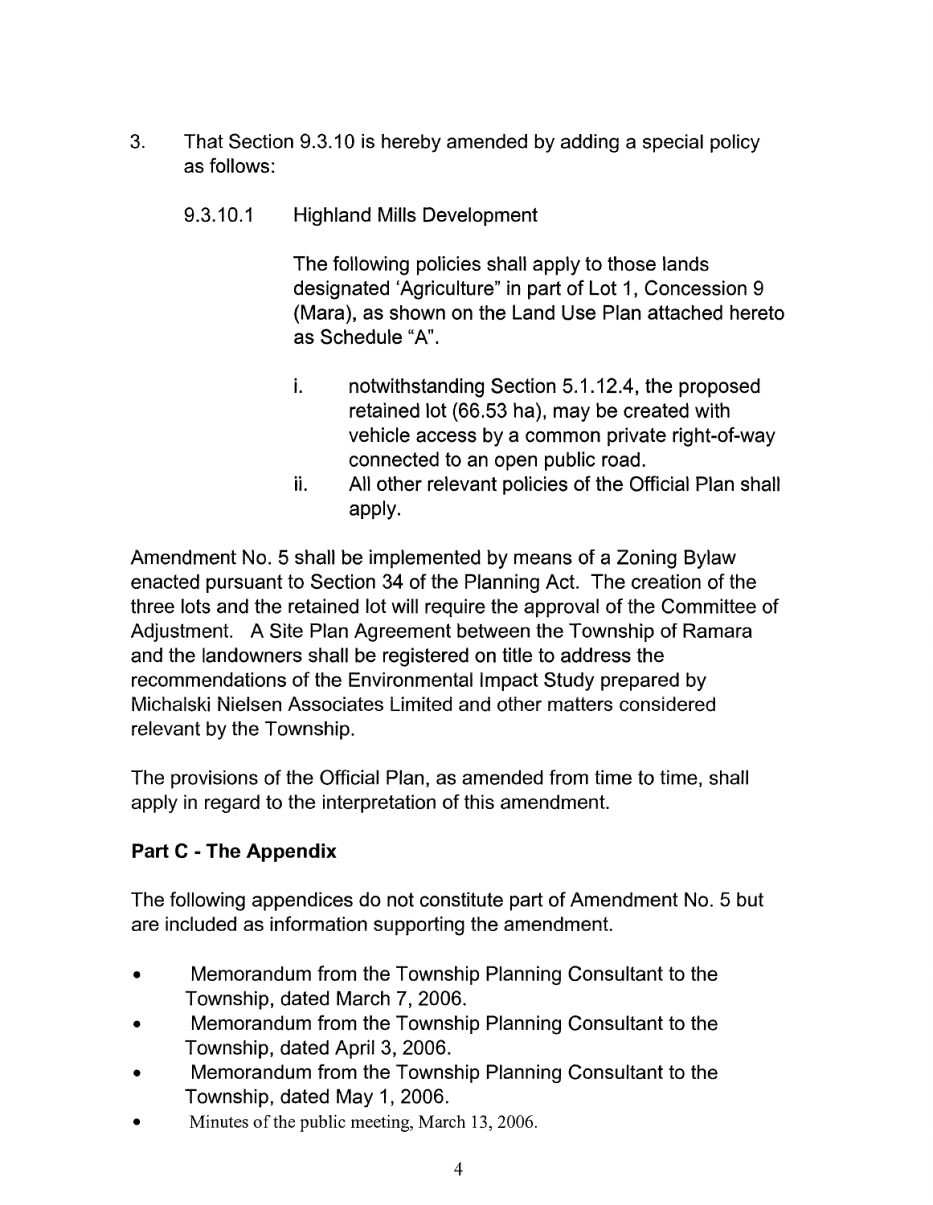3. That Section 9.3.10 is hereby amended by adding a special policy as follows:

   9.3.10.1 Highland Mills Development

   The following policies shall apply to those lands designated 'Agriculture" in part of Lot 1, Concession 9 (Mara), as shown on the Land Use Plan attached hereto as Schedule "A".

   i. notwithstanding Section 5.1.12.4, the proposed retained lot (66.53 ha), may be created with vehicle access by a common private right-of-way connected to an open public road.
   ii. All other relevant policies of the Official Plan shall apply.

Amendment No. 5 shall be implemented by means of a Zoning Bylaw enacted pursuant to Section 34 of the Planning Act. The creation of the three lots and the retained lot will require the approval of the Committee of Adjustment. A Site Plan Agreement between the Township of Ramara and the landowners shall be registered on title to address the recommendations of the Environmental Impact Study prepared by Michalski Nielsen Associates Limited and other matters considered relevant by the Township.

The provisions of the Official Plan, as amended from time to time, shall apply in regard to the interpretation of this amendment.

## Part C - The Appendix

The following appendices do not constitute part of Amendment No. 5 but are included as information supporting the amendment.

- Memorandum from the Township Planning Consultant to the Township, dated March 7, 2006.
- Memorandum from the Township Planning Consultant to the Township, dated April 3, 2006.
- Memorandum from the Township Planning Consultant to the Township, dated May 1, 2006.
- Minutes of the public meeting, March 13, 2006.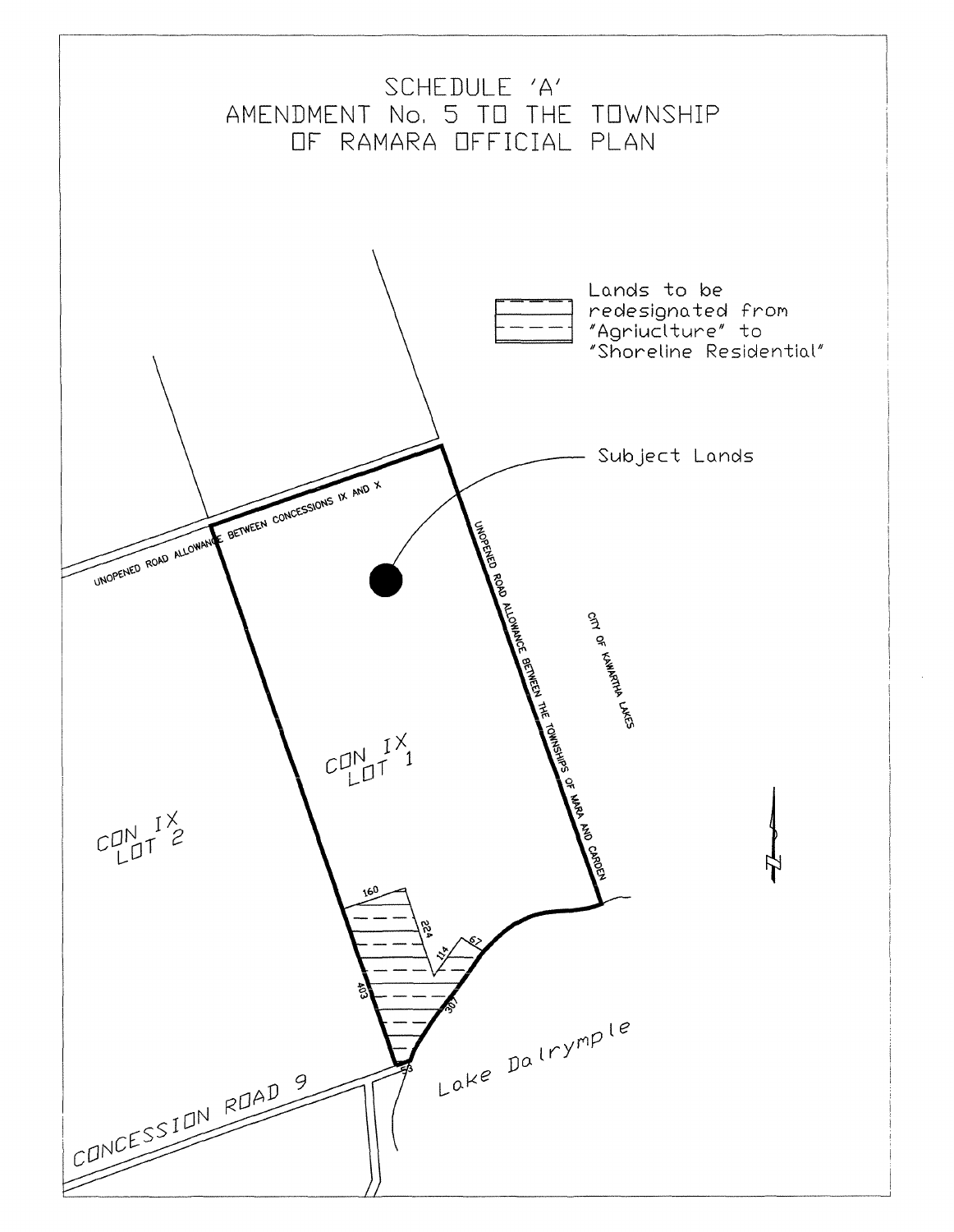# SCHEDULE 'A'
# AMENDMENT No. 5 TO THE TOWNSHIP OF RAMARA OFFICIAL PLAN

Lands to be redesignated from "Agriuclture" to "Shoreline Residential"

Subject Lands

UNOPENED ROAD ALLOWANCE BETWEEN CONCESSIONS IX AND X

UNOPENED ROAD ALLOWANCE BETWEEN THE TOWNSHIPS OF MARA AND CARDEN

CITY OF KAWARTHA LAKES

CON IX LOT 1

CON IX LOT 2

160

224

114

67

403

307

53

Lake Dalrymple

CONCESSION ROAD 9